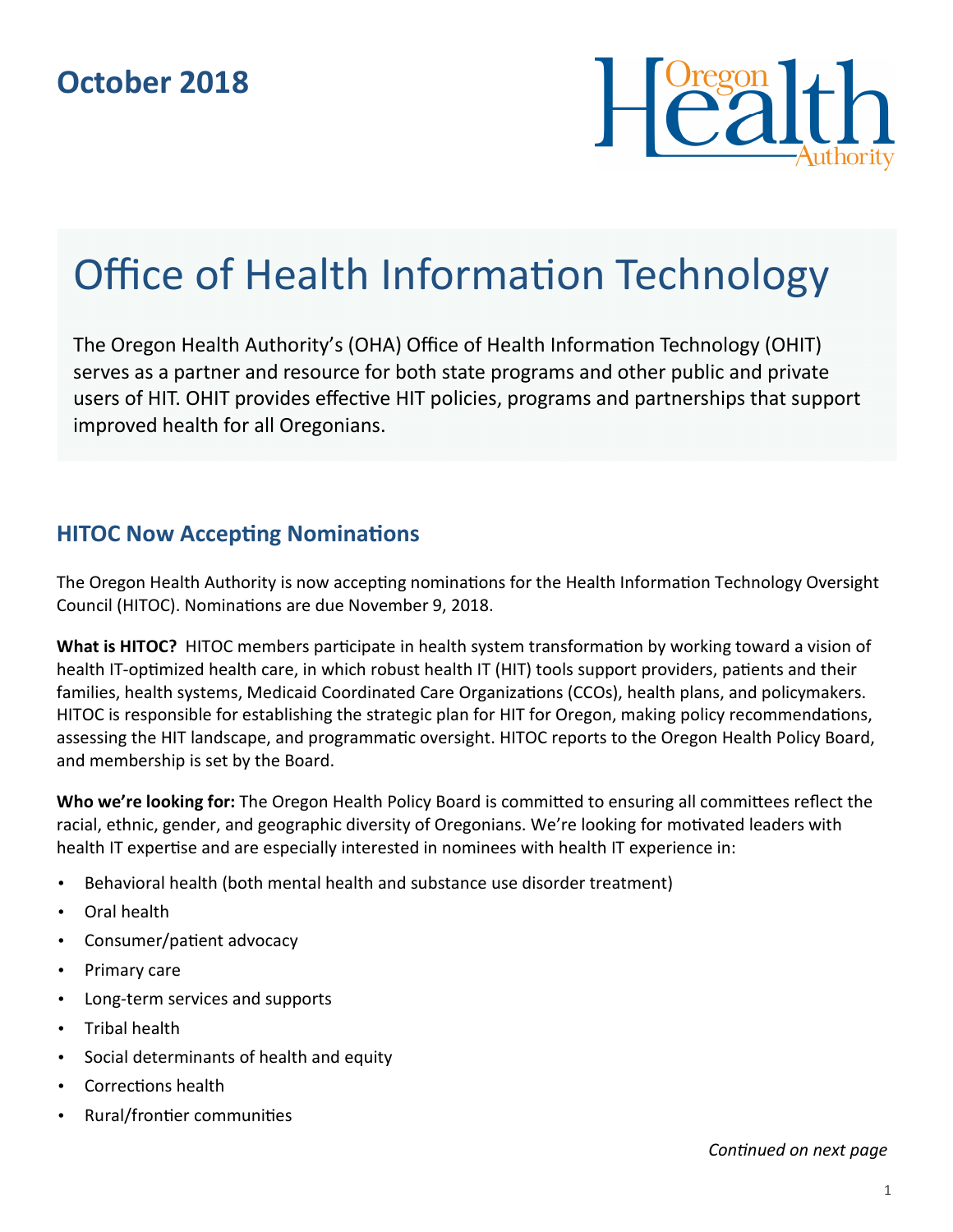October 2018

Oregon Health Authority

# Office of Health Information Technology

The Oregon Health Authority's (OHA) Office of Health Information Technology (OHIT) serves as a partner and resource for both state programs and other public and private users of HIT. OHIT provides effective HIT policies, programs and partnerships that support improved health for all Oregonians.

## HITOC Now Accepting Nominations

The Oregon Health Authority is now accepting nominations for the Health Information Technology Oversight Council (HITOC). Nominations are due November 9, 2018.

**What is HITOC?** HITOC members participate in health system transformation by working toward a vision of health IT-optimized health care, in which robust health IT (HIT) tools support providers, patients and their families, health systems, Medicaid Coordinated Care Organizations (CCOs), health plans, and policymakers. HITOC is responsible for establishing the strategic plan for HIT for Oregon, making policy recommendations, assessing the HIT landscape, and programmatic oversight. HITOC reports to the Oregon Health Policy Board, and membership is set by the Board.

**Who we're looking for:** The Oregon Health Policy Board is committed to ensuring all committees reflect the racial, ethnic, gender, and geographic diversity of Oregonians. We're looking for motivated leaders with health IT expertise and are especially interested in nominees with health IT experience in:

- Behavioral health (both mental health and substance use disorder treatment)
- Oral health
- Consumer/patient advocacy
- Primary care
- Long-term services and supports
- Tribal health
- Social determinants of health and equity
- Corrections health
- Rural/frontier communities

*Continued on next page*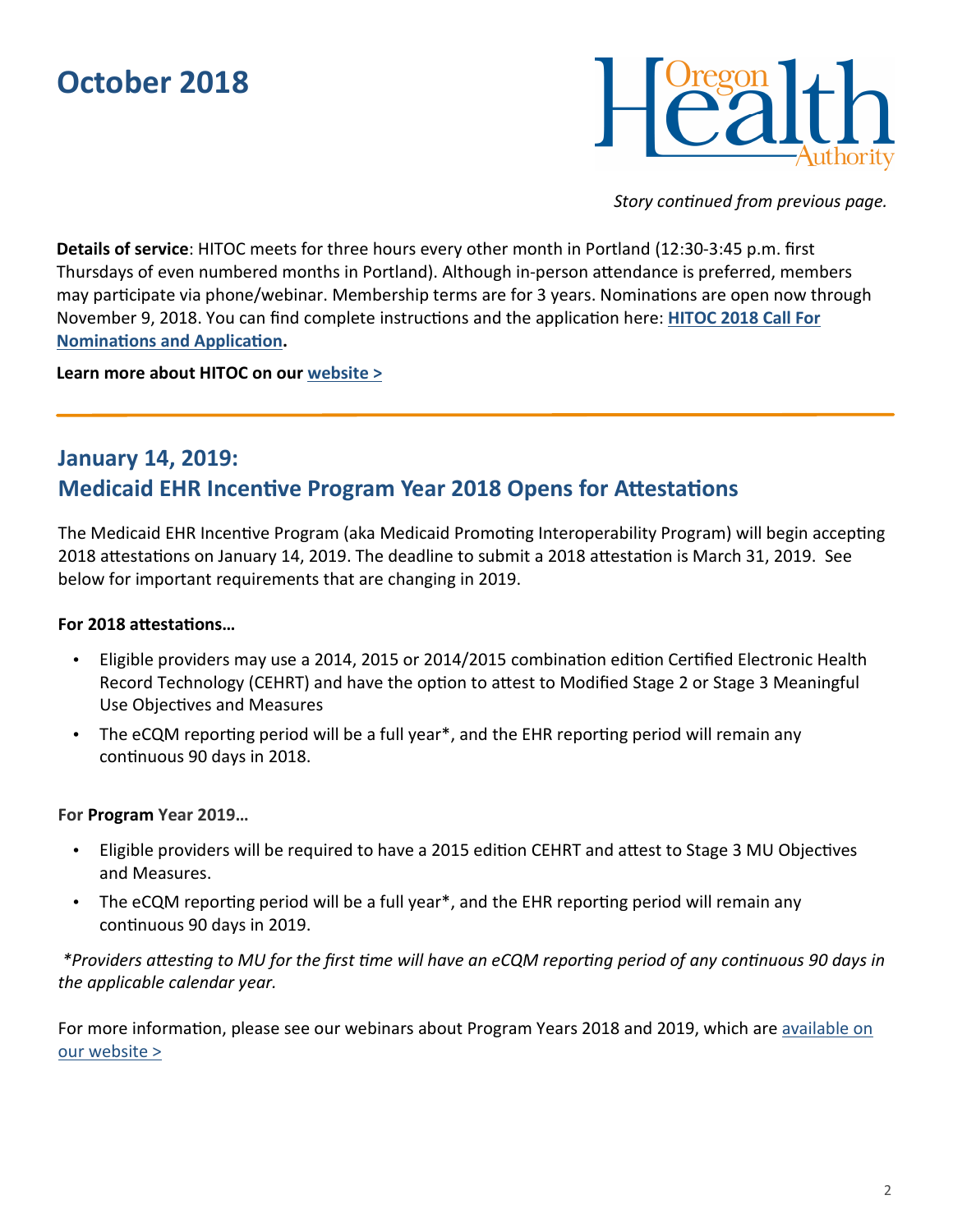# October 2018

*Story continued from previous page.*

**Details of service**: HITOC meets for three hours every other month in Portland (12:30-3:45 p.m. first Thursdays of even numbered months in Portland). Although in-person attendance is preferred, members may participate via phone/webinar. Membership terms are for 3 years. Nominations are open now through November 9, 2018. You can find complete instructions and the application here: **HITOC 2018 Call For Nominations and Application.**

**Learn more about HITOC on our website >**

---

## January 14, 2019: Medicaid EHR Incentive Program Year 2018 Opens for Attestations

The Medicaid EHR Incentive Program (aka Medicaid Promoting Interoperability Program) will begin accepting 2018 attestations on January 14, 2019. The deadline to submit a 2018 attestation is March 31, 2019. See below for important requirements that are changing in 2019.

**For 2018 attestations…**

- Eligible providers may use a 2014, 2015 or 2014/2015 combination edition Certified Electronic Health Record Technology (CEHRT) and have the option to attest to Modified Stage 2 or Stage 3 Meaningful Use Objectives and Measures
- The eCQM reporting period will be a full year*, and the EHR reporting period will remain any continuous 90 days in 2018.

**For Program Year 2019…**

- Eligible providers will be required to have a 2015 edition CEHRT and attest to Stage 3 MU Objectives and Measures.
- The eCQM reporting period will be a full year*, and the EHR reporting period will remain any continuous 90 days in 2019.

*\*Providers attesting to MU for the first time will have an eCQM reporting period of any continuous 90 days in the applicable calendar year.*

For more information, please see our webinars about Program Years 2018 and 2019, which are available on our website >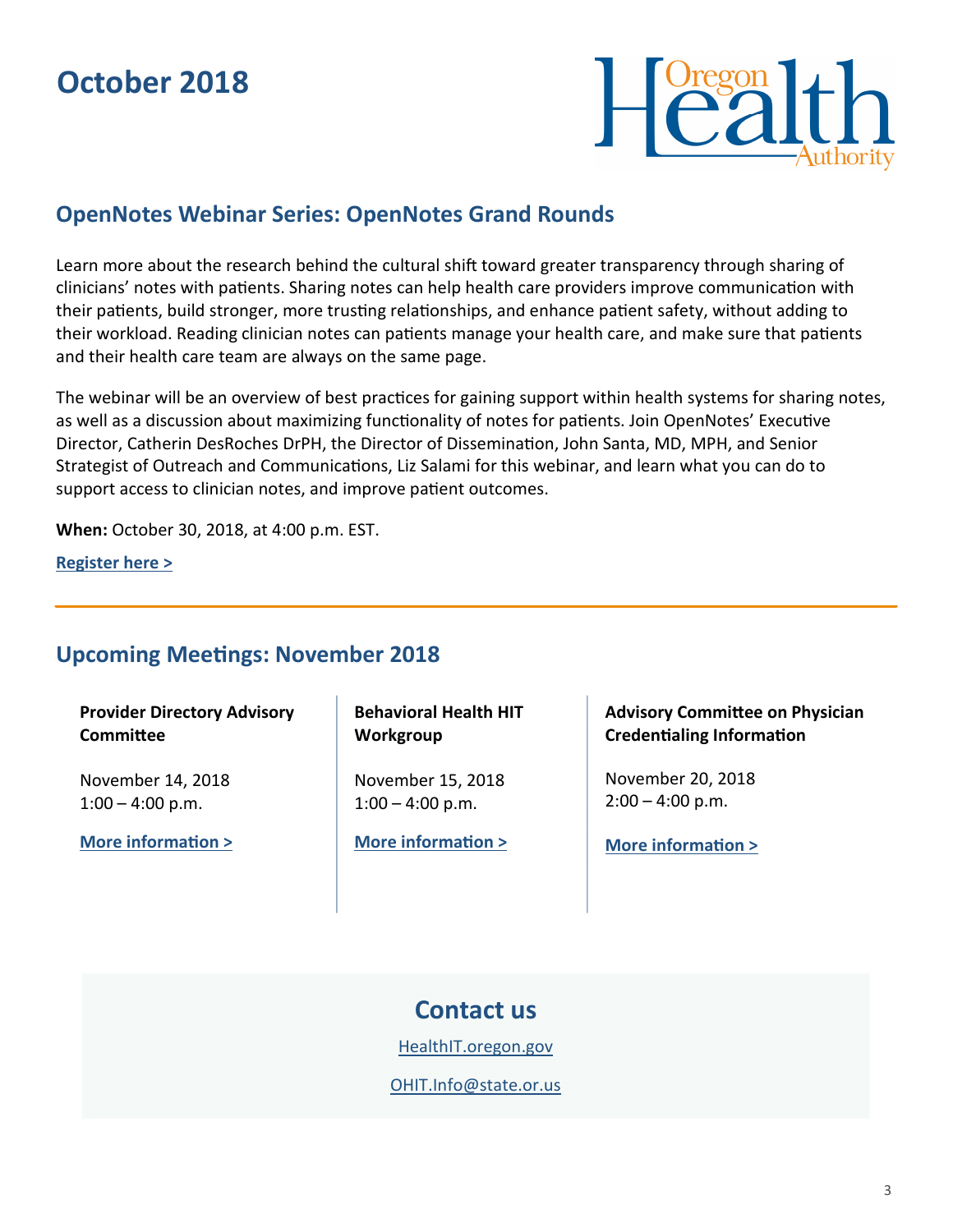# October 2018

## OpenNotes Webinar Series: OpenNotes Grand Rounds

Learn more about the research behind the cultural shift toward greater transparency through sharing of clinicians' notes with patients. Sharing notes can help health care providers improve communication with their patients, build stronger, more trusting relationships, and enhance patient safety, without adding to their workload. Reading clinician notes can patients manage your health care, and make sure that patients and their health care team are always on the same page.

The webinar will be an overview of best practices for gaining support within health systems for sharing notes, as well as a discussion about maximizing functionality of notes for patients. Join OpenNotes' Executive Director, Catherin DesRoches DrPH, the Director of Dissemination, John Santa, MD, MPH, and Senior Strategist of Outreach and Communications, Liz Salami for this webinar, and learn what you can do to support access to clinician notes, and improve patient outcomes.

**When:** October 30, 2018, at 4:00 p.m. EST.

**Register here >**

## Upcoming Meetings: November 2018

**Provider Directory Advisory Committee**

November 14, 2018
1:00 – 4:00 p.m.

**More information >**

**Behavioral Health HIT Workgroup**

November 15, 2018
1:00 – 4:00 p.m.

**More information >**

**Advisory Committee on Physician Credentialing Information**

November 20, 2018
2:00 – 4:00 p.m.

**More information >**

## Contact us

HealthIT.oregon.gov

OHIT.Info@state.or.us